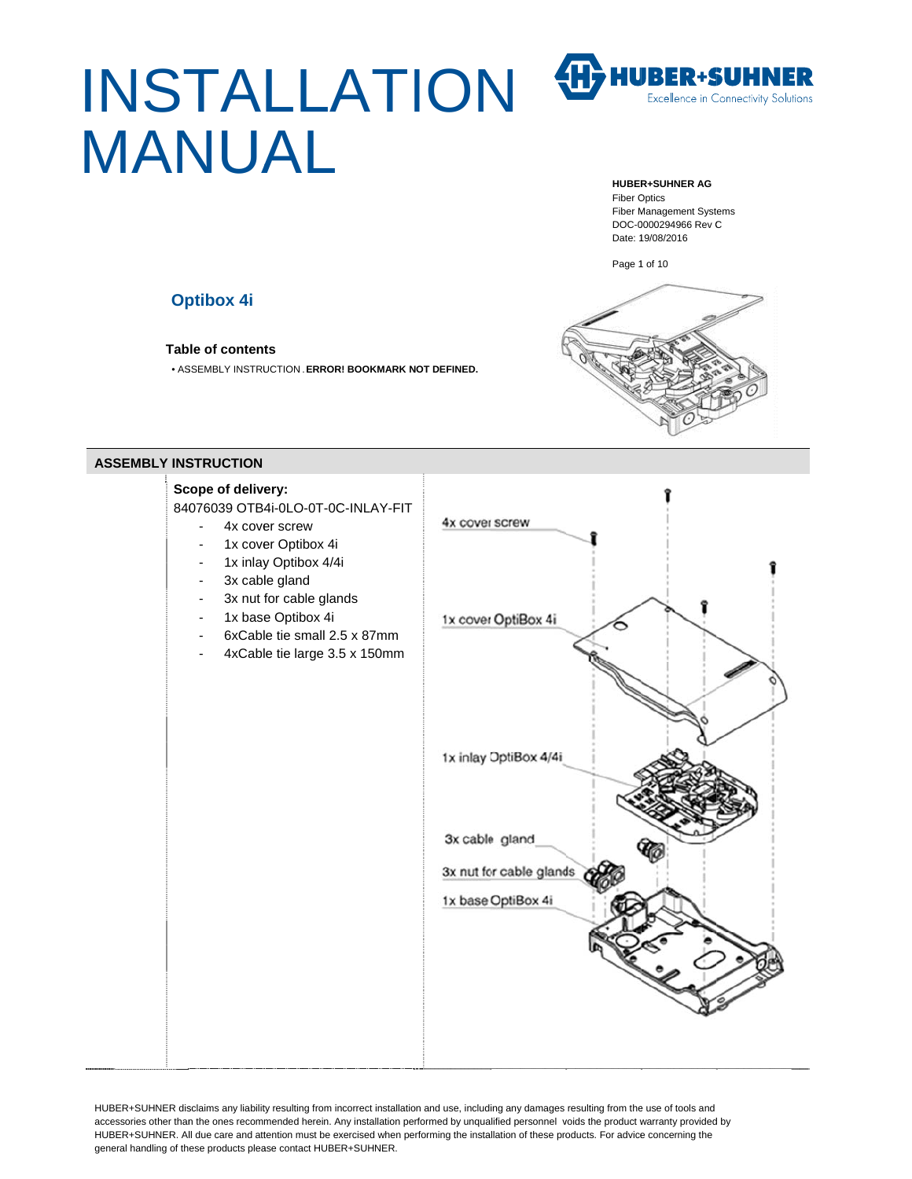# INSTALLATION MANUAL

**HUBER+SUHNER AG**
Fiber Optics
Fiber Management Systems
DOC-0000294966 Rev C
Date: 19/08/2016

## Optibox 4i

### Table of contents

- ASSEMBLY INSTRUCTION . **ERROR! BOOKMARK NOT DEFINED.**

## ASSEMBLY INSTRUCTION

**Scope of delivery:**

84076039 OTB4i-0LO-0T-0C-INLAY-FIT

- 4x cover screw
- 1x cover Optibox 4i
- 1x inlay Optibox 4/4i
- 3x cable gland
- 3x nut for cable glands
- 1x base Optibox 4i
- 6xCable tie small 2.5 x 87mm
- 4xCable tie large 3.5 x 150mm

4x cover screw

1x cover OptiBox 4i

1x inlay OptiBox 4/4i

3x cable gland

3x nut for cable glands

1x base OptiBox 4i

HUBER+SUHNER disclaims any liability resulting from incorrect installation and use, including any damages resulting from the use of tools and accessories other than the ones recommended herein. Any installation performed by unqualified personnel voids the product warranty provided by HUBER+SUHNER. All due care and attention must be exercised when performing the installation of these products. For advice concerning the general handling of these products please contact HUBER+SUHNER.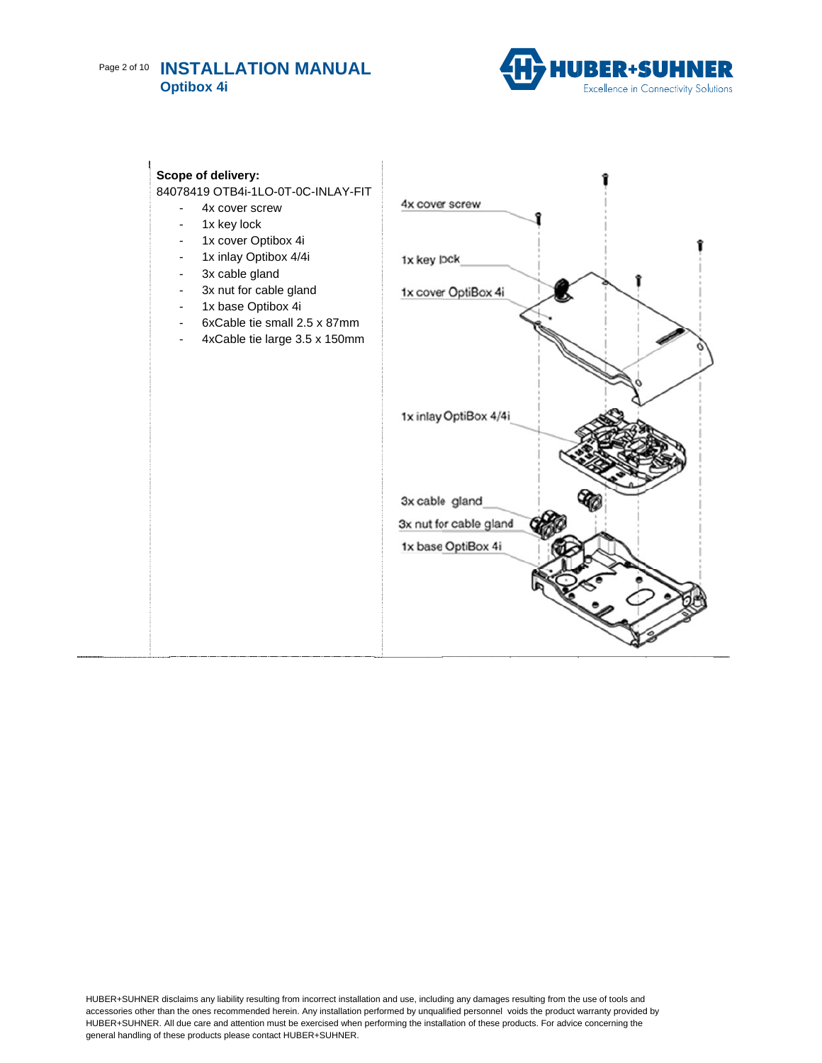**Scope of delivery:**

84078419 OTB4i-1LO-0T-0C-INLAY-FIT

- 4x cover screw
- 1x key lock
- 1x cover Optibox 4i
- 1x inlay Optibox 4/4i
- 3x cable gland
- 3x nut for cable gland
- 1x base Optibox 4i
- 6xCable tie small 2.5 x 87mm
- 4xCable tie large 3.5 x 150mm

4x cover screw

1x key lock

1x cover OptiBox 4i

1x inlay OptiBox 4/4i

3x cable gland

3x nut for cable gland

1x base OptiBox 4i

HUBER+SUHNER disclaims any liability resulting from incorrect installation and use, including any damages resulting from the use of tools and accessories other than the ones recommended herein. Any installation performed by unqualified personnel voids the product warranty provided by HUBER+SUHNER. All due care and attention must be exercised when performing the installation of these products. For advice concerning the general handling of these products please contact HUBER+SUHNER.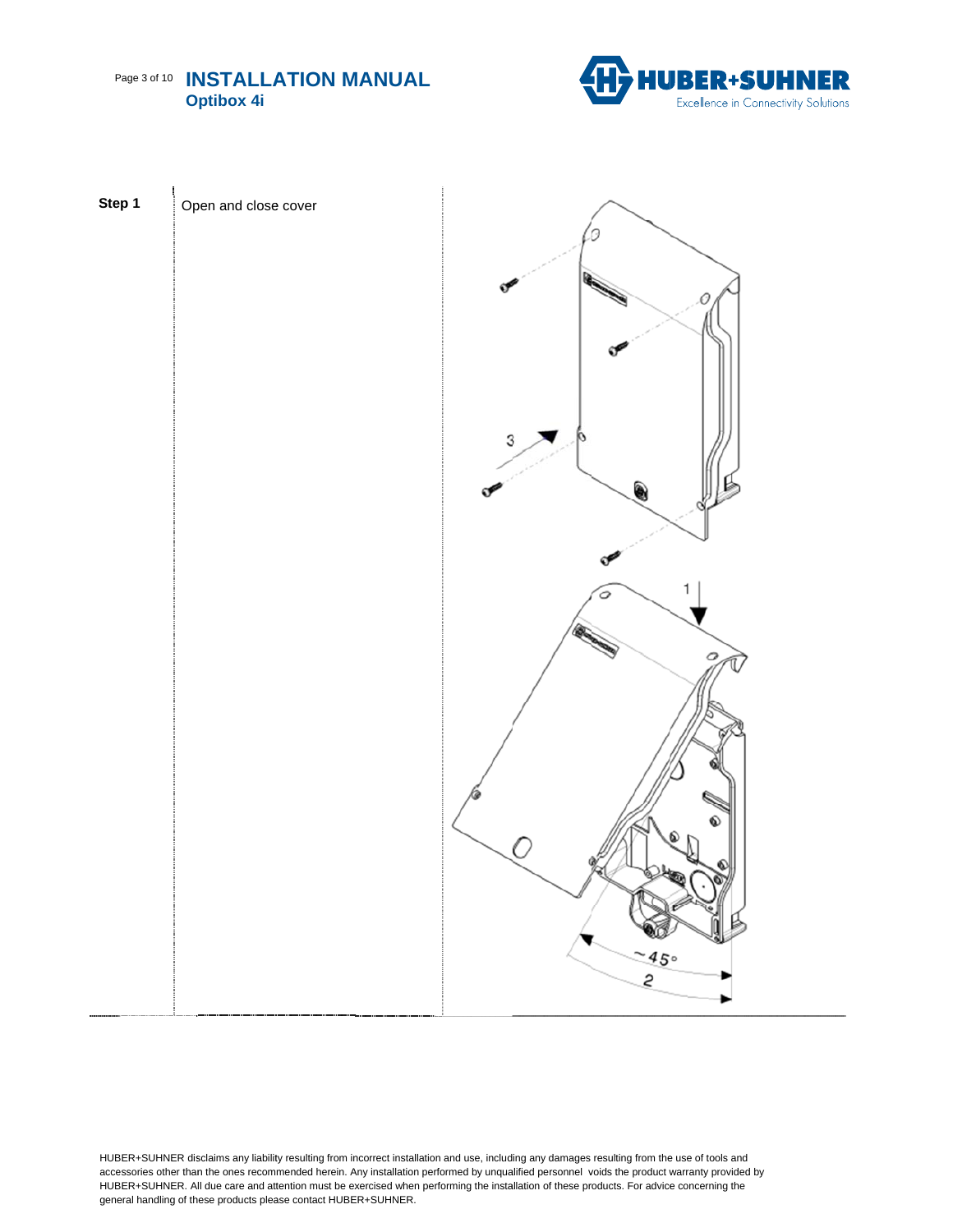**Step 1** Open and close cover

HUBER+SUHNER disclaims any liability resulting from incorrect installation and use, including any damages resulting from the use of tools and accessories other than the ones recommended herein. Any installation performed by unqualified personnel voids the product warranty provided by HUBER+SUHNER. All due care and attention must be exercised when performing the installation of these products. For advice concerning the general handling of these products please contact HUBER+SUHNER.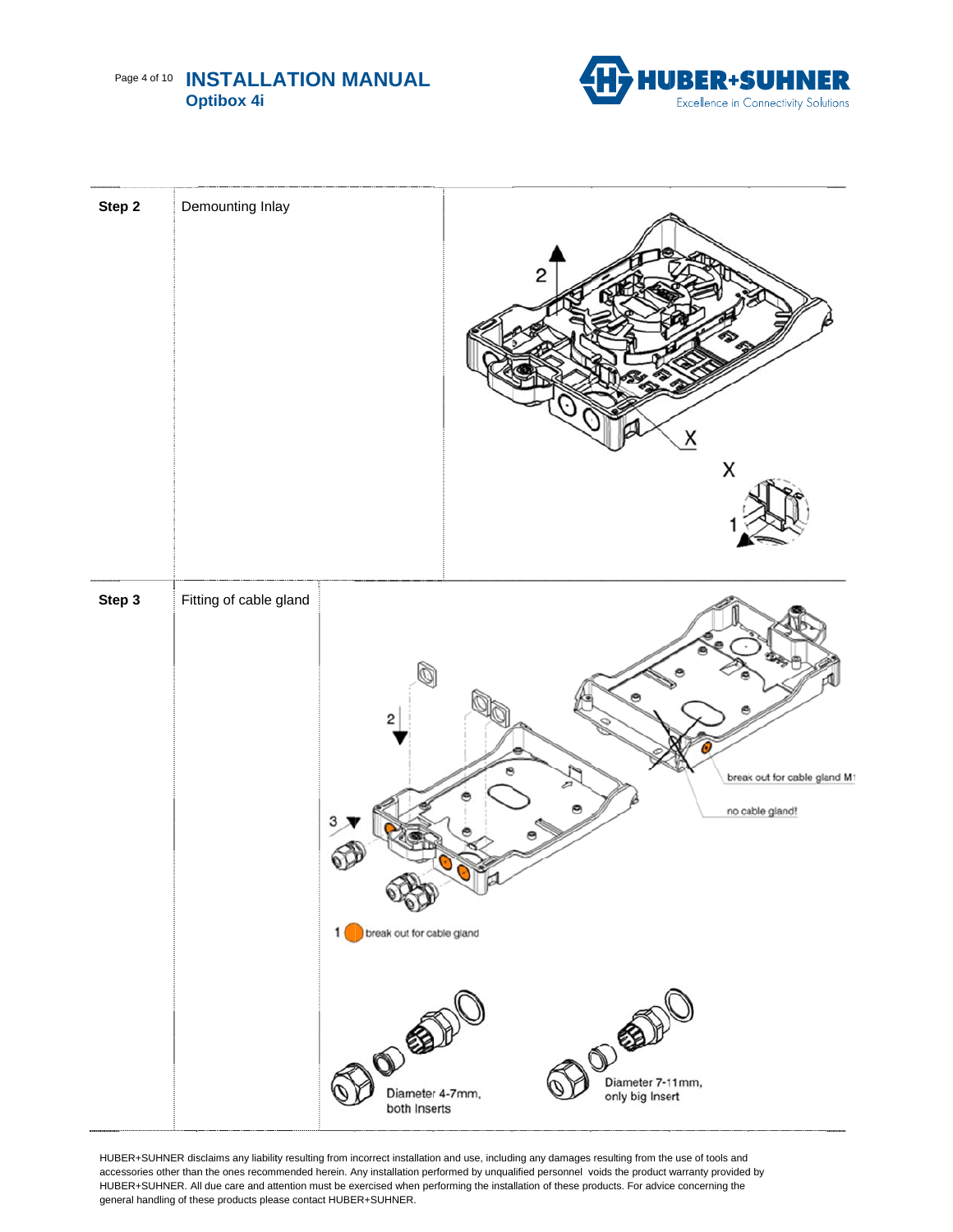| | | |
|---|---|---|
| **Step 2** | Demounting Inlay | |
| **Step 3** | Fitting of cable gland | |

HUBER+SUHNER disclaims any liability resulting from incorrect installation and use, including any damages resulting from the use of tools and accessories other than the ones recommended herein. Any installation performed by unqualified personnel voids the product warranty provided by HUBER+SUHNER. All due care and attention must be exercised when performing the installation of these products. For advice concerning the general handling of these products please contact HUBER+SUHNER.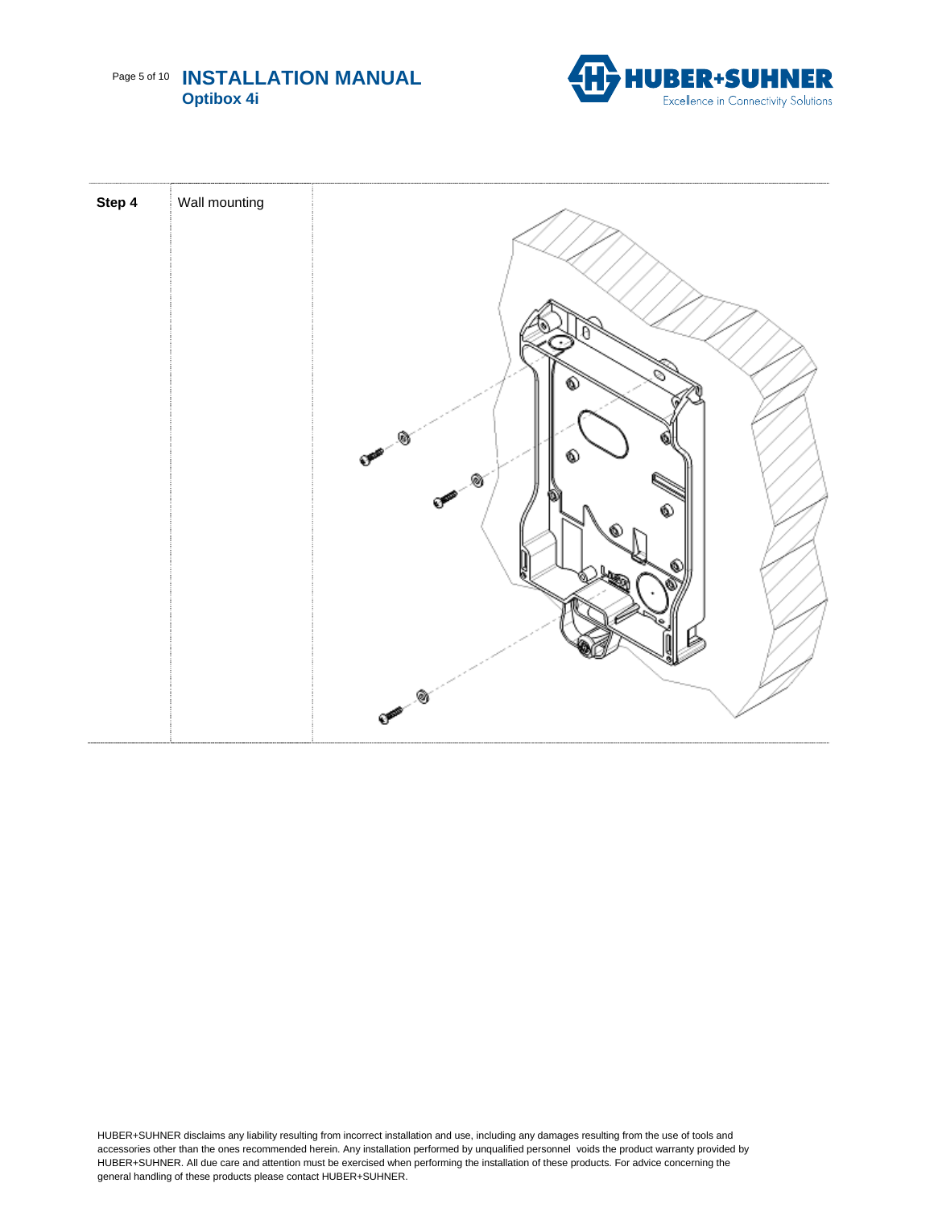| Step 4 | Wall mounting | |
| --- | --- | --- |

HUBER+SUHNER disclaims any liability resulting from incorrect installation and use, including any damages resulting from the use of tools and accessories other than the ones recommended herein. Any installation performed by unqualified personnel voids the product warranty provided by HUBER+SUHNER. All due care and attention must be exercised when performing the installation of these products. For advice concerning the general handling of these products please contact HUBER+SUHNER.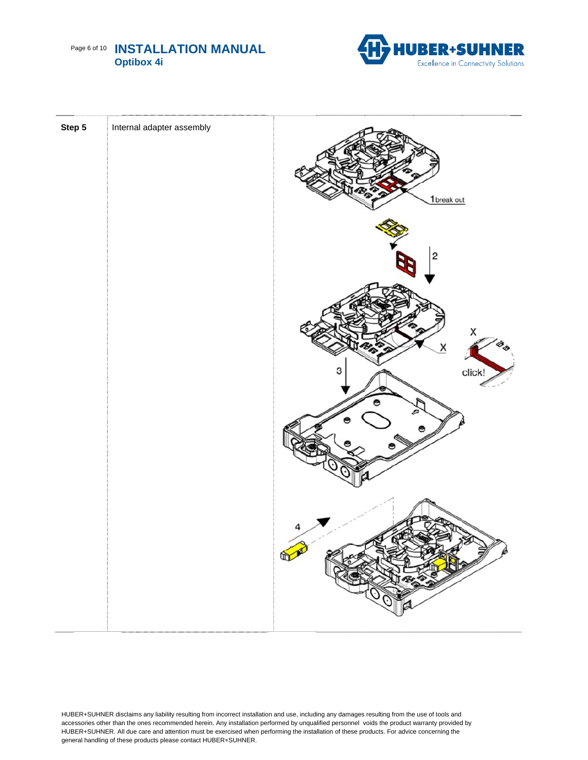| Step 5 | Internal adapter assembly |
| --- | --- |

HUBER+SUHNER disclaims any liability resulting from incorrect installation and use, including any damages resulting from the use of tools and accessories other than the ones recommended herein. Any installation performed by unqualified personnel voids the product warranty provided by HUBER+SUHNER. All due care and attention must be exercised when performing the installation of these products. For advice concerning the general handling of these products please contact HUBER+SUHNER.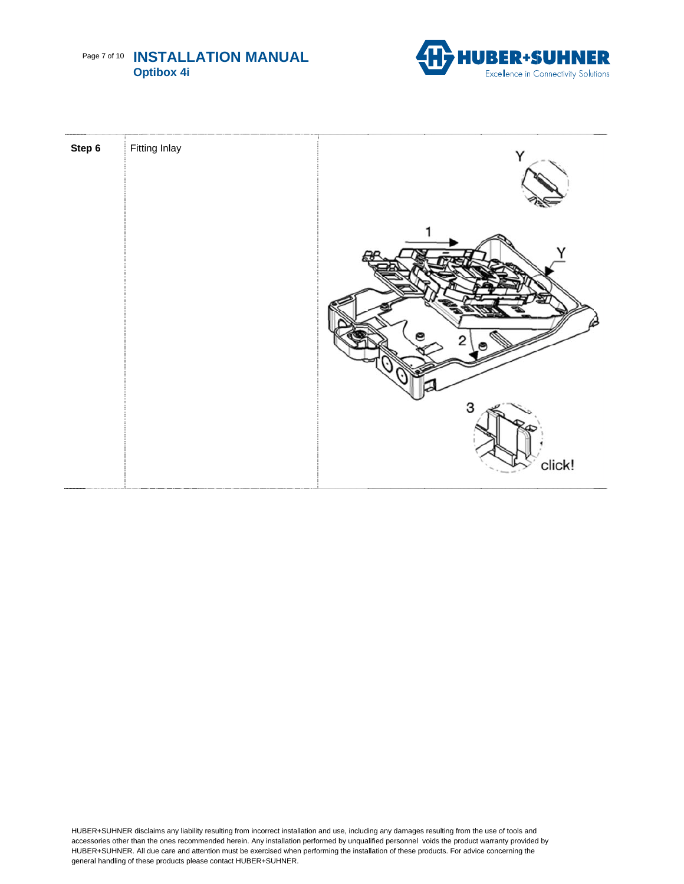| **Step 6** | Fitting Inlay | |
|---|---|---|

HUBER+SUHNER disclaims any liability resulting from incorrect installation and use, including any damages resulting from the use of tools and accessories other than the ones recommended herein. Any installation performed by unqualified personnel voids the product warranty provided by HUBER+SUHNER. All due care and attention must be exercised when performing the installation of these products. For advice concerning the general handling of these products please contact HUBER+SUHNER.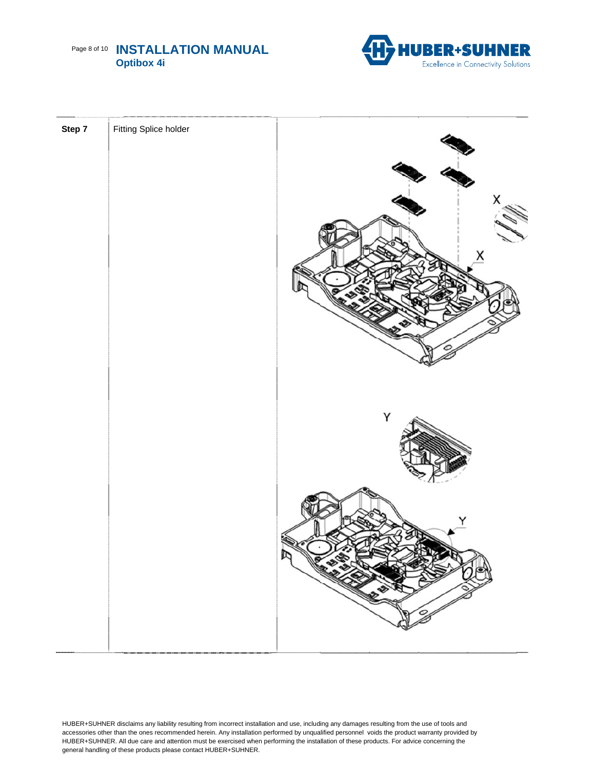| Step 7 | Fitting Splice holder | |
|---|---|---|

HUBER+SUHNER disclaims any liability resulting from incorrect installation and use, including any damages resulting from the use of tools and accessories other than the ones recommended herein. Any installation performed by unqualified personnel voids the product warranty provided by HUBER+SUHNER. All due care and attention must be exercised when performing the installation of these products. For advice concerning the general handling of these products please contact HUBER+SUHNER.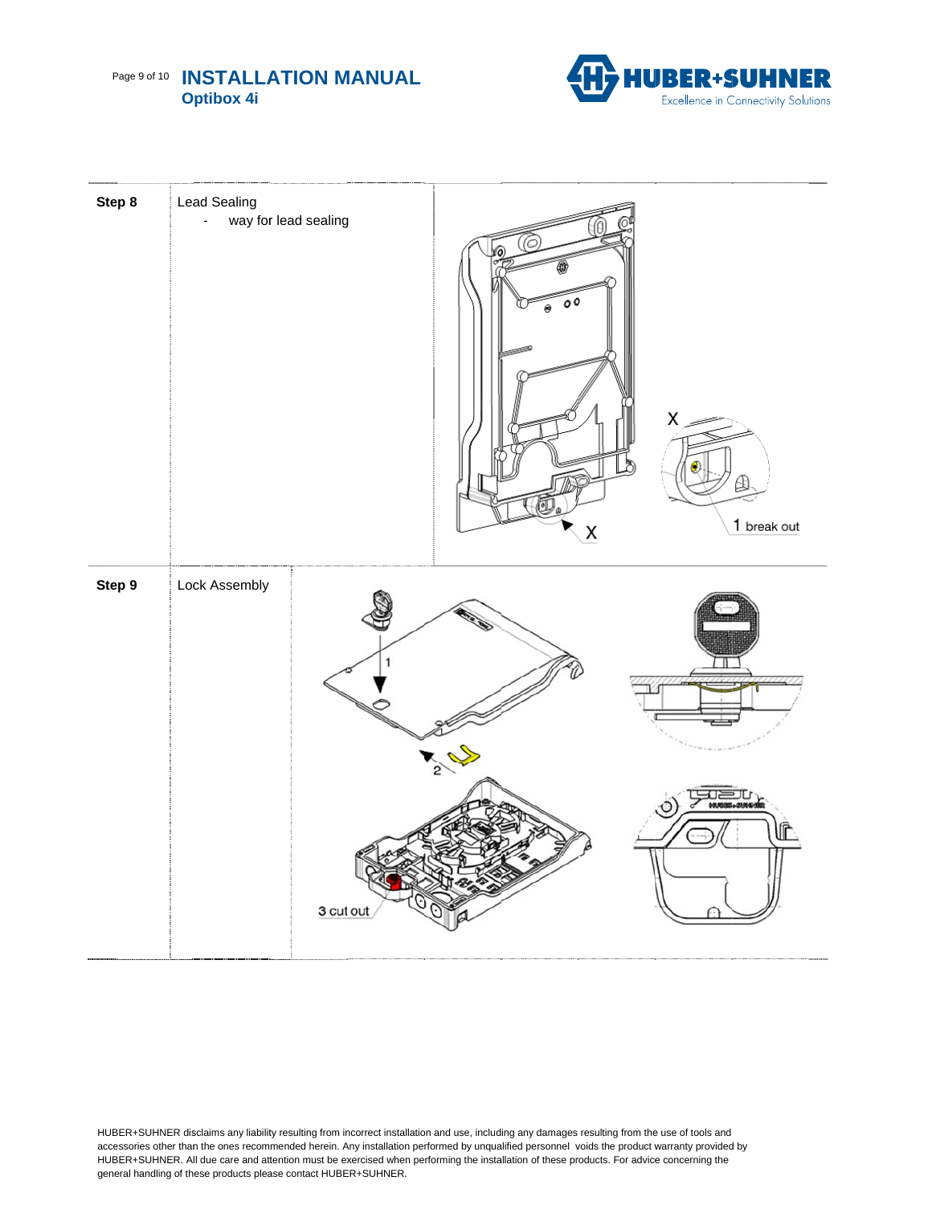| | | |
|---|---|---|
| **Step 8** | Lead Sealing<br>- way for lead sealing | X<br>1 break out<br>X |
| **Step 9** | Lock Assembly | 1<br>2<br>3 cut out |

HUBER+SUHNER disclaims any liability resulting from incorrect installation and use, including any damages resulting from the use of tools and accessories other than the ones recommended herein. Any installation performed by unqualified personnel voids the product warranty provided by HUBER+SUHNER. All due care and attention must be exercised when performing the installation of these products. For advice concerning the general handling of these products please contact HUBER+SUHNER.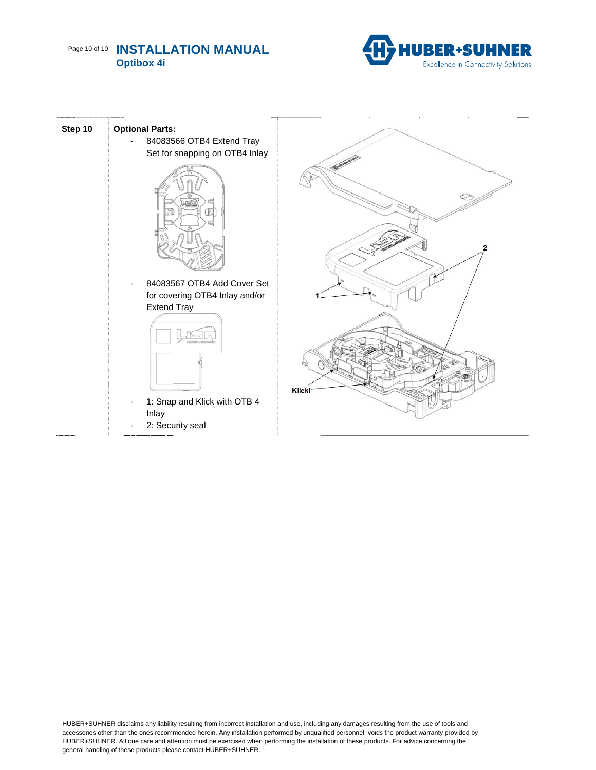**Step 10**

**Optional Parts:**

- 84083566 OTB4 Extend Tray Set for snapping on OTB4 Inlay
- 84083567 OTB4 Add Cover Set for covering OTB4 Inlay and/or Extend Tray
- 1: Snap and Klick with OTB 4 Inlay
- 2: Security seal

1

2

Klick!

HUBER+SUHNER disclaims any liability resulting from incorrect installation and use, including any damages resulting from the use of tools and accessories other than the ones recommended herein. Any installation performed by unqualified personnel voids the product warranty provided by HUBER+SUHNER. All due care and attention must be exercised when performing the installation of these products. For advice concerning the general handling of these products please contact HUBER+SUHNER.